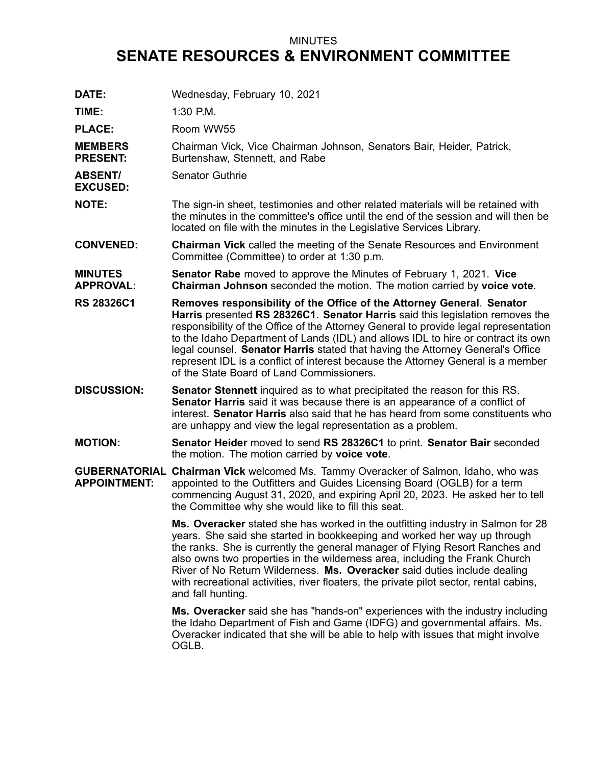MINUTES

# SENATE RESOURCES & ENVIRONMENT COMMITTEE

**DATE:** Wednesday, February 10, 2021

**TIME:** 1:30 P.M.

**PLACE:** Room WW55

**MEMBERS PRESENT:** Chairman Vick, Vice Chairman Johnson, Senators Bair, Heider, Patrick, Burtenshaw, Stennett, and Rabe

**ABSENT/ EXCUSED:** Senator Guthrie

**NOTE:** The sign-in sheet, testimonies and other related materials will be retained with the minutes in the committee's office until the end of the session and will then be located on file with the minutes in the Legislative Services Library.

**CONVENED:** **Chairman Vick** called the meeting of the Senate Resources and Environment Committee (Committee) to order at 1:30 p.m.

**MINUTES APPROVAL:** **Senator Rabe** moved to approve the Minutes of February 1, 2021. **Vice Chairman Johnson** seconded the motion. The motion carried by **voice vote**.

**RS 28326C1** **Removes responsibility of the Office of the Attorney General**. **Senator Harris** presented **RS 28326C1**. **Senator Harris** said this legislation removes the responsibility of the Office of the Attorney General to provide legal representation to the Idaho Department of Lands (IDL) and allows IDL to hire or contract its own legal counsel. **Senator Harris** stated that having the Attorney General's Office represent IDL is a conflict of interest because the Attorney General is a member of the State Board of Land Commissioners.

**DISCUSSION:** **Senator Stennett** inquired as to what precipitated the reason for this RS. **Senator Harris** said it was because there is an appearance of a conflict of interest. **Senator Harris** also said that he has heard from some constituents who are unhappy and view the legal representation as a problem.

**MOTION:** **Senator Heider** moved to send **RS 28326C1** to print. **Senator Bair** seconded the motion. The motion carried by **voice vote**.

**GUBERNATORIAL APPOINTMENT:** **Chairman Vick** welcomed Ms. Tammy Overacker of Salmon, Idaho, who was appointed to the Outfitters and Guides Licensing Board (OGLB) for a term commencing August 31, 2020, and expiring April 20, 2023. He asked her to tell the Committee why she would like to fill this seat.

**Ms. Overacker** stated she has worked in the outfitting industry in Salmon for 28 years. She said she started in bookkeeping and worked her way up through the ranks. She is currently the general manager of Flying Resort Ranches and also owns two properties in the wilderness area, including the Frank Church River of No Return Wilderness. **Ms. Overacker** said duties include dealing with recreational activities, river floaters, the private pilot sector, rental cabins, and fall hunting.

**Ms. Overacker** said she has "hands-on" experiences with the industry including the Idaho Department of Fish and Game (IDFG) and governmental affairs. Ms. Overacker indicated that she will be able to help with issues that might involve OGLB.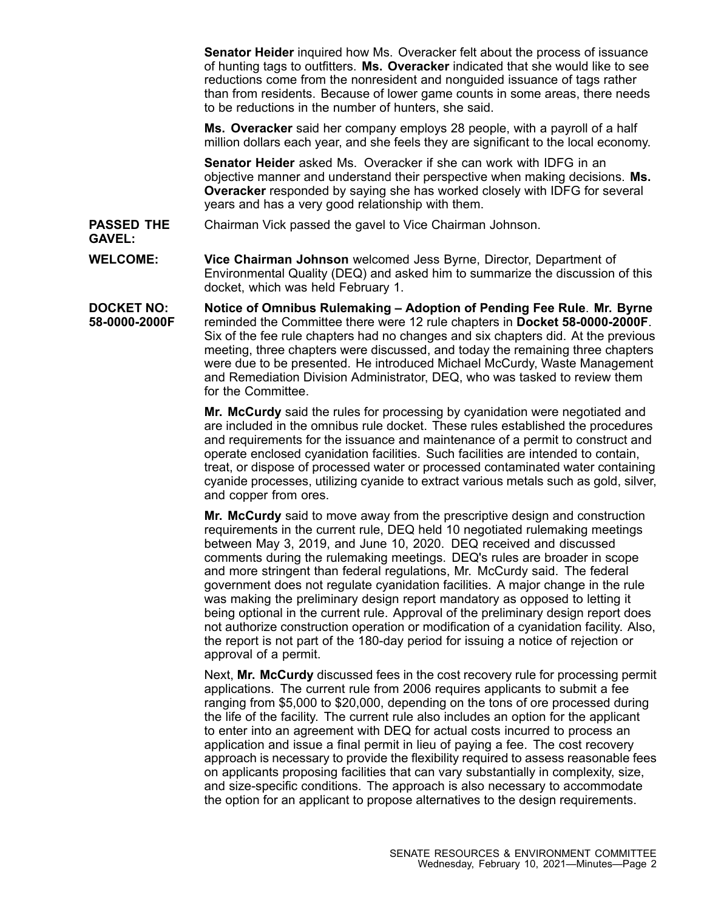**Senator Heider** inquired how Ms. Overacker felt about the process of issuance of hunting tags to outfitters. **Ms. Overacker** indicated that she would like to see reductions come from the nonresident and nonguided issuance of tags rather than from residents. Because of lower game counts in some areas, there needs to be reductions in the number of hunters, she said.

**Ms. Overacker** said her company employs 28 people, with a payroll of a half million dollars each year, and she feels they are significant to the local economy.

**Senator Heider** asked Ms. Overacker if she can work with IDFG in an objective manner and understand their perspective when making decisions. **Ms. Overacker** responded by saying she has worked closely with IDFG for several years and has a very good relationship with them.

**PASSED THE GAVEL:** Chairman Vick passed the gavel to Vice Chairman Johnson.

**WELCOME:** **Vice Chairman Johnson** welcomed Jess Byrne, Director, Department of Environmental Quality (DEQ) and asked him to summarize the discussion of this docket, which was held February 1.

**DOCKET NO: 58-0000-2000F** **Notice of Omnibus Rulemaking – Adoption of Pending Fee Rule**. **Mr. Byrne** reminded the Committee there were 12 rule chapters in **Docket 58-0000-2000F**. Six of the fee rule chapters had no changes and six chapters did. At the previous meeting, three chapters were discussed, and today the remaining three chapters were due to be presented. He introduced Michael McCurdy, Waste Management and Remediation Division Administrator, DEQ, who was tasked to review them for the Committee.

**Mr. McCurdy** said the rules for processing by cyanidation were negotiated and are included in the omnibus rule docket. These rules established the procedures and requirements for the issuance and maintenance of a permit to construct and operate enclosed cyanidation facilities. Such facilities are intended to contain, treat, or dispose of processed water or processed contaminated water containing cyanide processes, utilizing cyanide to extract various metals such as gold, silver, and copper from ores.

**Mr. McCurdy** said to move away from the prescriptive design and construction requirements in the current rule, DEQ held 10 negotiated rulemaking meetings between May 3, 2019, and June 10, 2020. DEQ received and discussed comments during the rulemaking meetings. DEQ's rules are broader in scope and more stringent than federal regulations, Mr. McCurdy said. The federal government does not regulate cyanidation facilities. A major change in the rule was making the preliminary design report mandatory as opposed to letting it being optional in the current rule. Approval of the preliminary design report does not authorize construction operation or modification of a cyanidation facility. Also, the report is not part of the 180-day period for issuing a notice of rejection or approval of a permit.

Next, **Mr. McCurdy** discussed fees in the cost recovery rule for processing permit applications. The current rule from 2006 requires applicants to submit a fee ranging from $5,000 to $20,000, depending on the tons of ore processed during the life of the facility. The current rule also includes an option for the applicant to enter into an agreement with DEQ for actual costs incurred to process an application and issue a final permit in lieu of paying a fee. The cost recovery approach is necessary to provide the flexibility required to assess reasonable fees on applicants proposing facilities that can vary substantially in complexity, size, and size-specific conditions. The approach is also necessary to accommodate the option for an applicant to propose alternatives to the design requirements.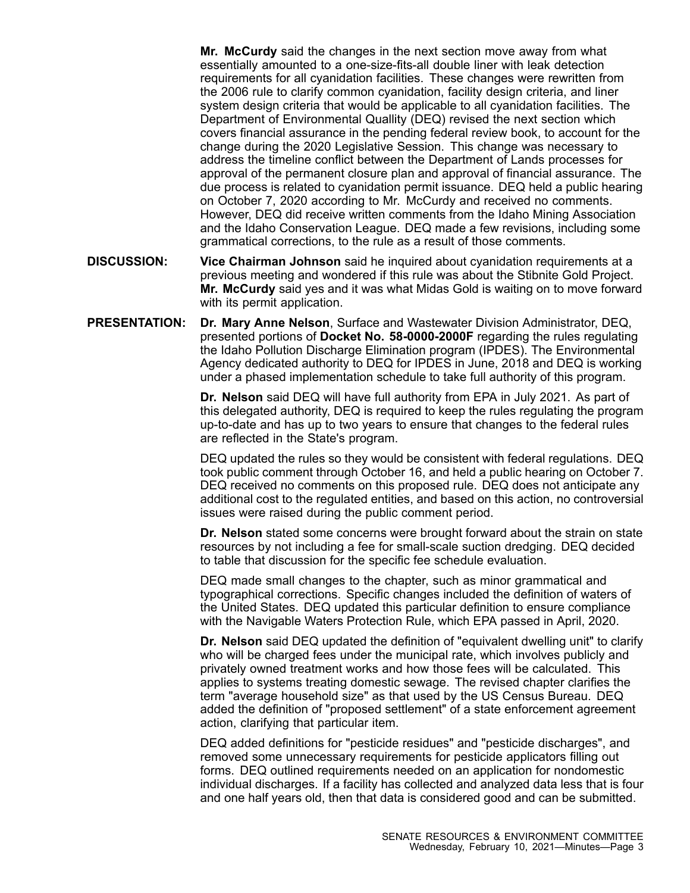**Mr. McCurdy** said the changes in the next section move away from what essentially amounted to a one-size-fits-all double liner with leak detection requirements for all cyanidation facilities. These changes were rewritten from the 2006 rule to clarify common cyanidation, facility design criteria, and liner system design criteria that would be applicable to all cyanidation facilities. The Department of Environmental Quallity (DEQ) revised the next section which covers financial assurance in the pending federal review book, to account for the change during the 2020 Legislative Session. This change was necessary to address the timeline conflict between the Department of Lands processes for approval of the permanent closure plan and approval of financial assurance. The due process is related to cyanidation permit issuance. DEQ held a public hearing on October 7, 2020 according to Mr. McCurdy and received no comments. However, DEQ did receive written comments from the Idaho Mining Association and the Idaho Conservation League. DEQ made a few revisions, including some grammatical corrections, to the rule as a result of those comments.

**DISCUSSION:** **Vice Chairman Johnson** said he inquired about cyanidation requirements at a previous meeting and wondered if this rule was about the Stibnite Gold Project. **Mr. McCurdy** said yes and it was what Midas Gold is waiting on to move forward with its permit application.

**PRESENTATION:** **Dr. Mary Anne Nelson**, Surface and Wastewater Division Administrator, DEQ, presented portions of **Docket No. 58-0000-2000F** regarding the rules regulating the Idaho Pollution Discharge Elimination program (IPDES). The Environmental Agency dedicated authority to DEQ for IPDES in June, 2018 and DEQ is working under a phased implementation schedule to take full authority of this program.

**Dr. Nelson** said DEQ will have full authority from EPA in July 2021. As part of this delegated authority, DEQ is required to keep the rules regulating the program up-to-date and has up to two years to ensure that changes to the federal rules are reflected in the State's program.

DEQ updated the rules so they would be consistent with federal regulations. DEQ took public comment through October 16, and held a public hearing on October 7. DEQ received no comments on this proposed rule. DEQ does not anticipate any additional cost to the regulated entities, and based on this action, no controversial issues were raised during the public comment period.

**Dr. Nelson** stated some concerns were brought forward about the strain on state resources by not including a fee for small-scale suction dredging. DEQ decided to table that discussion for the specific fee schedule evaluation.

DEQ made small changes to the chapter, such as minor grammatical and typographical corrections. Specific changes included the definition of waters of the United States. DEQ updated this particular definition to ensure compliance with the Navigable Waters Protection Rule, which EPA passed in April, 2020.

**Dr. Nelson** said DEQ updated the definition of "equivalent dwelling unit" to clarify who will be charged fees under the municipal rate, which involves publicly and privately owned treatment works and how those fees will be calculated. This applies to systems treating domestic sewage. The revised chapter clarifies the term "average household size" as that used by the US Census Bureau. DEQ added the definition of "proposed settlement" of a state enforcement agreement action, clarifying that particular item.

DEQ added definitions for "pesticide residues" and "pesticide discharges", and removed some unnecessary requirements for pesticide applicators filling out forms. DEQ outlined requirements needed on an application for nondomestic individual discharges. If a facility has collected and analyzed data less that is four and one half years old, then that data is considered good and can be submitted.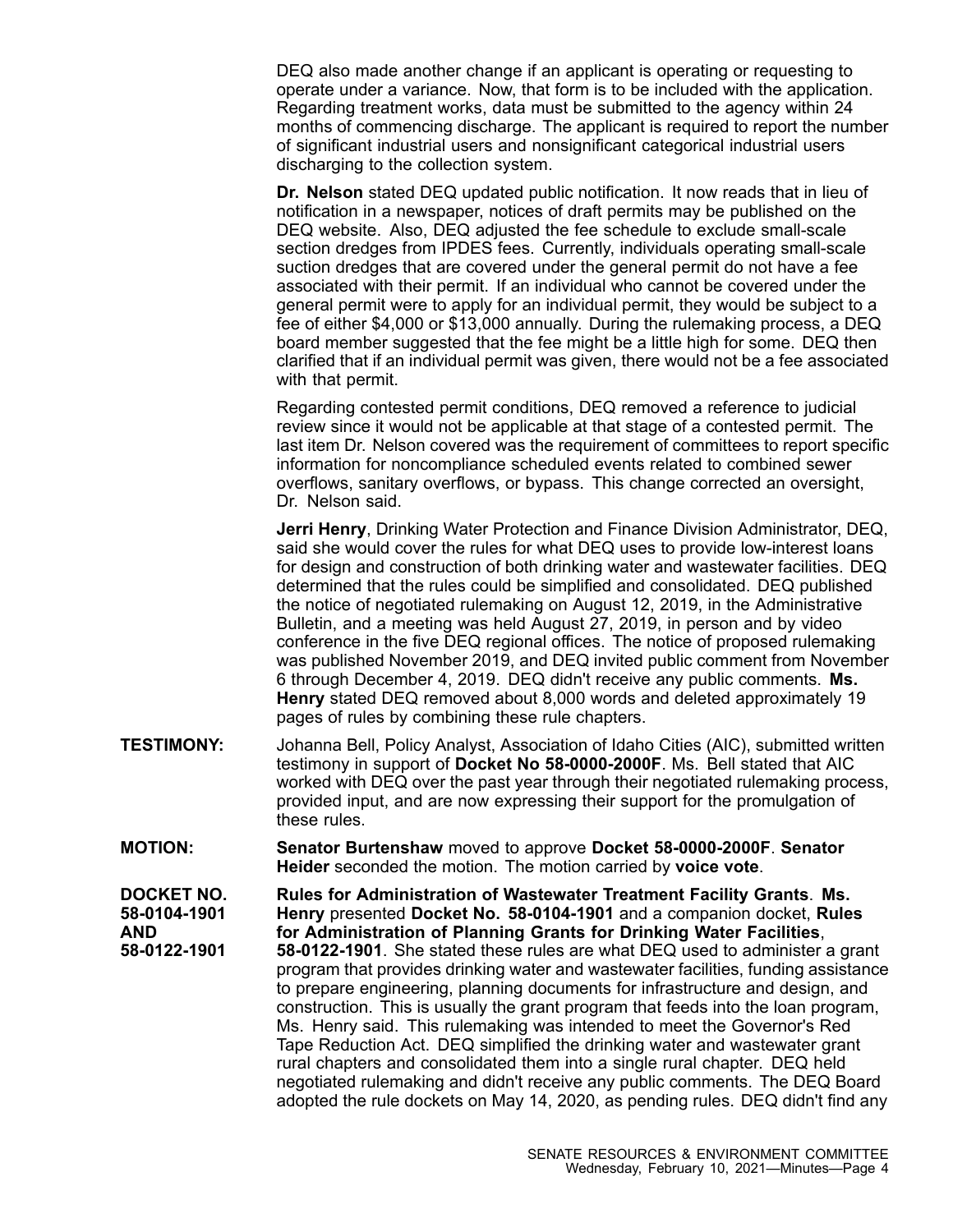DEQ also made another change if an applicant is operating or requesting to operate under a variance. Now, that form is to be included with the application. Regarding treatment works, data must be submitted to the agency within 24 months of commencing discharge. The applicant is required to report the number of significant industrial users and nonsignificant categorical industrial users discharging to the collection system.

**Dr. Nelson** stated DEQ updated public notification. It now reads that in lieu of notification in a newspaper, notices of draft permits may be published on the DEQ website. Also, DEQ adjusted the fee schedule to exclude small-scale section dredges from IPDES fees. Currently, individuals operating small-scale suction dredges that are covered under the general permit do not have a fee associated with their permit. If an individual who cannot be covered under the general permit were to apply for an individual permit, they would be subject to a fee of either $4,000 or $13,000 annually. During the rulemaking process, a DEQ board member suggested that the fee might be a little high for some. DEQ then clarified that if an individual permit was given, there would not be a fee associated with that permit.

Regarding contested permit conditions, DEQ removed a reference to judicial review since it would not be applicable at that stage of a contested permit. The last item Dr. Nelson covered was the requirement of committees to report specific information for noncompliance scheduled events related to combined sewer overflows, sanitary overflows, or bypass. This change corrected an oversight, Dr. Nelson said.

**Jerri Henry**, Drinking Water Protection and Finance Division Administrator, DEQ, said she would cover the rules for what DEQ uses to provide low-interest loans for design and construction of both drinking water and wastewater facilities. DEQ determined that the rules could be simplified and consolidated. DEQ published the notice of negotiated rulemaking on August 12, 2019, in the Administrative Bulletin, and a meeting was held August 27, 2019, in person and by video conference in the five DEQ regional offices. The notice of proposed rulemaking was published November 2019, and DEQ invited public comment from November 6 through December 4, 2019. DEQ didn't receive any public comments. **Ms. Henry** stated DEQ removed about 8,000 words and deleted approximately 19 pages of rules by combining these rule chapters.

**TESTIMONY:** Johanna Bell, Policy Analyst, Association of Idaho Cities (AIC), submitted written testimony in support of **Docket No 58-0000-2000F**. Ms. Bell stated that AIC worked with DEQ over the past year through their negotiated rulemaking process, provided input, and are now expressing their support for the promulgation of these rules.

**MOTION:** **Senator Burtenshaw** moved to approve **Docket 58-0000-2000F**. **Senator Heider** seconded the motion. The motion carried by **voice vote**.

**DOCKET NO. 58-0104-1901 AND 58-0122-1901** **Rules for Administration of Wastewater Treatment Facility Grants**. **Ms. Henry** presented **Docket No. 58-0104-1901** and a companion docket, **Rules for Administration of Planning Grants for Drinking Water Facilities**, **58-0122-1901**. She stated these rules are what DEQ used to administer a grant program that provides drinking water and wastewater facilities, funding assistance to prepare engineering, planning documents for infrastructure and design, and construction. This is usually the grant program that feeds into the loan program, Ms. Henry said. This rulemaking was intended to meet the Governor's Red Tape Reduction Act. DEQ simplified the drinking water and wastewater grant rural chapters and consolidated them into a single rural chapter. DEQ held negotiated rulemaking and didn't receive any public comments. The DEQ Board adopted the rule dockets on May 14, 2020, as pending rules. DEQ didn't find any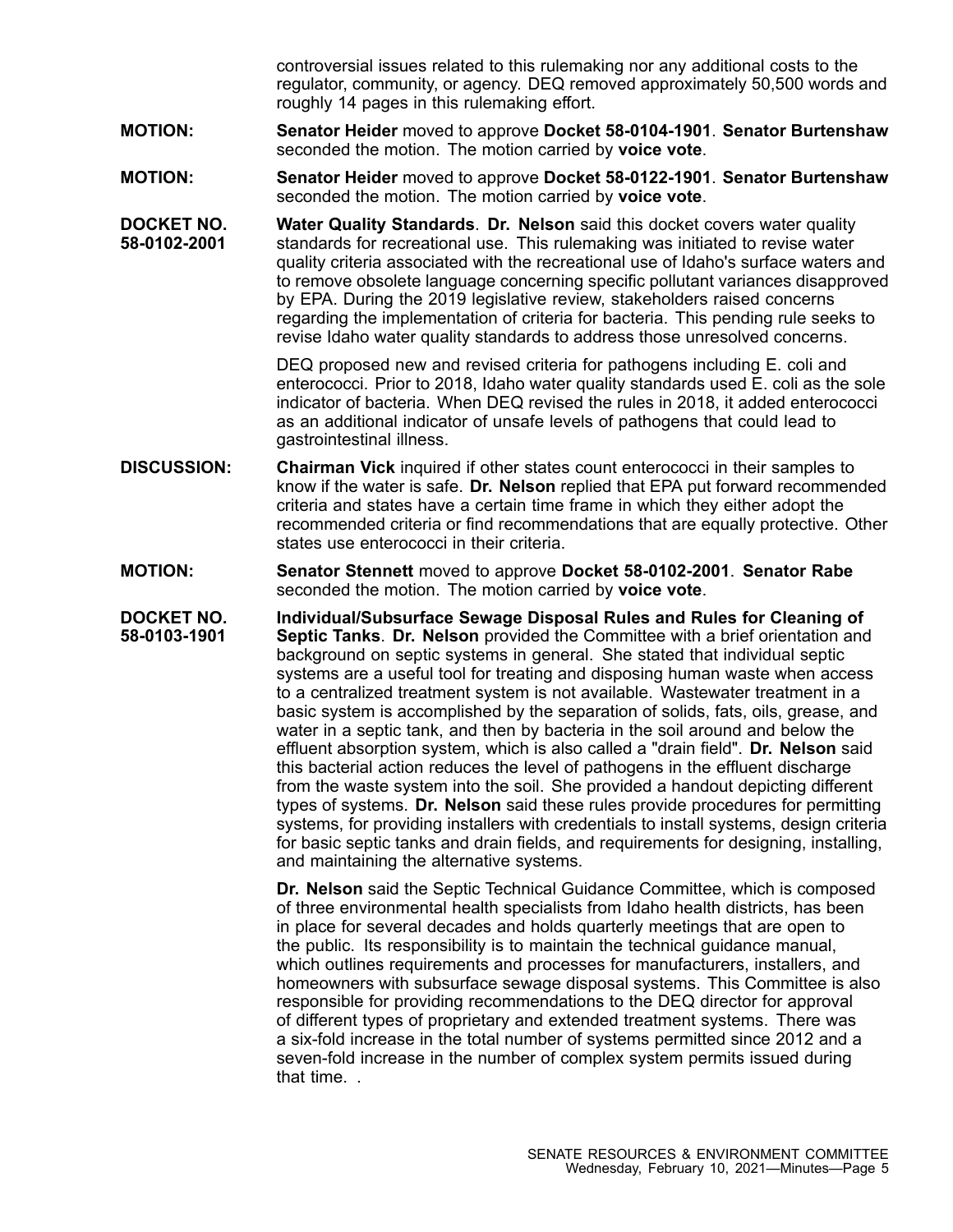controversial issues related to this rulemaking nor any additional costs to the regulator, community, or agency. DEQ removed approximately 50,500 words and roughly 14 pages in this rulemaking effort.

**MOTION:** **Senator Heider** moved to approve **Docket 58-0104-1901**. **Senator Burtenshaw** seconded the motion. The motion carried by **voice vote**.

**MOTION:** **Senator Heider** moved to approve **Docket 58-0122-1901**. **Senator Burtenshaw** seconded the motion. The motion carried by **voice vote**.

**DOCKET NO. 58-0102-2001** **Water Quality Standards**. **Dr. Nelson** said this docket covers water quality standards for recreational use. This rulemaking was initiated to revise water quality criteria associated with the recreational use of Idaho's surface waters and to remove obsolete language concerning specific pollutant variances disapproved by EPA. During the 2019 legislative review, stakeholders raised concerns regarding the implementation of criteria for bacteria. This pending rule seeks to revise Idaho water quality standards to address those unresolved concerns.

DEQ proposed new and revised criteria for pathogens including E. coli and enterococci. Prior to 2018, Idaho water quality standards used E. coli as the sole indicator of bacteria. When DEQ revised the rules in 2018, it added enterococci as an additional indicator of unsafe levels of pathogens that could lead to gastrointestinal illness.

**DISCUSSION:** **Chairman Vick** inquired if other states count enterococci in their samples to know if the water is safe. **Dr. Nelson** replied that EPA put forward recommended criteria and states have a certain time frame in which they either adopt the recommended criteria or find recommendations that are equally protective. Other states use enterococci in their criteria.

**MOTION:** **Senator Stennett** moved to approve **Docket 58-0102-2001**. **Senator Rabe** seconded the motion. The motion carried by **voice vote**.

**DOCKET NO. 58-0103-1901** **Individual/Subsurface Sewage Disposal Rules and Rules for Cleaning of Septic Tanks**. **Dr. Nelson** provided the Committee with a brief orientation and background on septic systems in general. She stated that individual septic systems are a useful tool for treating and disposing human waste when access to a centralized treatment system is not available. Wastewater treatment in a basic system is accomplished by the separation of solids, fats, oils, grease, and water in a septic tank, and then by bacteria in the soil around and below the effluent absorption system, which is also called a "drain field". **Dr. Nelson** said this bacterial action reduces the level of pathogens in the effluent discharge from the waste system into the soil. She provided a handout depicting different types of systems. **Dr. Nelson** said these rules provide procedures for permitting systems, for providing installers with credentials to install systems, design criteria for basic septic tanks and drain fields, and requirements for designing, installing, and maintaining the alternative systems.

**Dr. Nelson** said the Septic Technical Guidance Committee, which is composed of three environmental health specialists from Idaho health districts, has been in place for several decades and holds quarterly meetings that are open to the public. Its responsibility is to maintain the technical guidance manual, which outlines requirements and processes for manufacturers, installers, and homeowners with subsurface sewage disposal systems. This Committee is also responsible for providing recommendations to the DEQ director for approval of different types of proprietary and extended treatment systems. There was a six-fold increase in the total number of systems permitted since 2012 and a seven-fold increase in the number of complex system permits issued during that time. .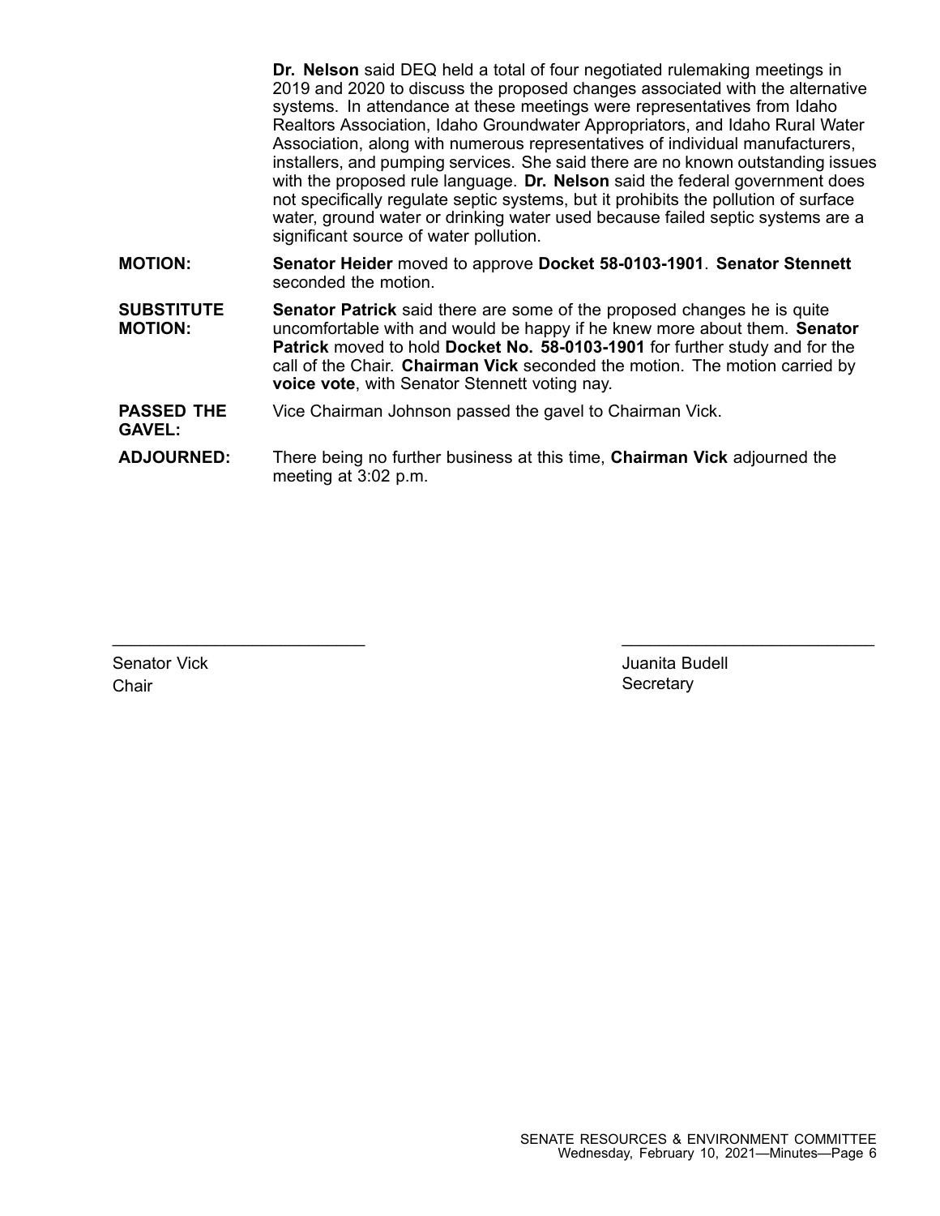**Dr. Nelson** said DEQ held a total of four negotiated rulemaking meetings in 2019 and 2020 to discuss the proposed changes associated with the alternative systems. In attendance at these meetings were representatives from Idaho Realtors Association, Idaho Groundwater Appropriators, and Idaho Rural Water Association, along with numerous representatives of individual manufacturers, installers, and pumping services. She said there are no known outstanding issues with the proposed rule language. **Dr. Nelson** said the federal government does not specifically regulate septic systems, but it prohibits the pollution of surface water, ground water or drinking water used because failed septic systems are a significant source of water pollution.

**MOTION:** **Senator Heider** moved to approve **Docket 58-0103-1901**. **Senator Stennett** seconded the motion.

**SUBSTITUTE MOTION:** **Senator Patrick** said there are some of the proposed changes he is quite uncomfortable with and would be happy if he knew more about them. **Senator Patrick** moved to hold **Docket No. 58-0103-1901** for further study and for the call of the Chair. **Chairman Vick** seconded the motion. The motion carried by **voice vote**, with Senator Stennett voting nay.

**PASSED THE GAVEL:** Vice Chairman Johnson passed the gavel to Chairman Vick.

**ADJOURNED:** There being no further business at this time, **Chairman Vick** adjourned the meeting at 3:02 p.m.

___________________________
Senator Vick
Chair

___________________________
Juanita Budell
Secretary